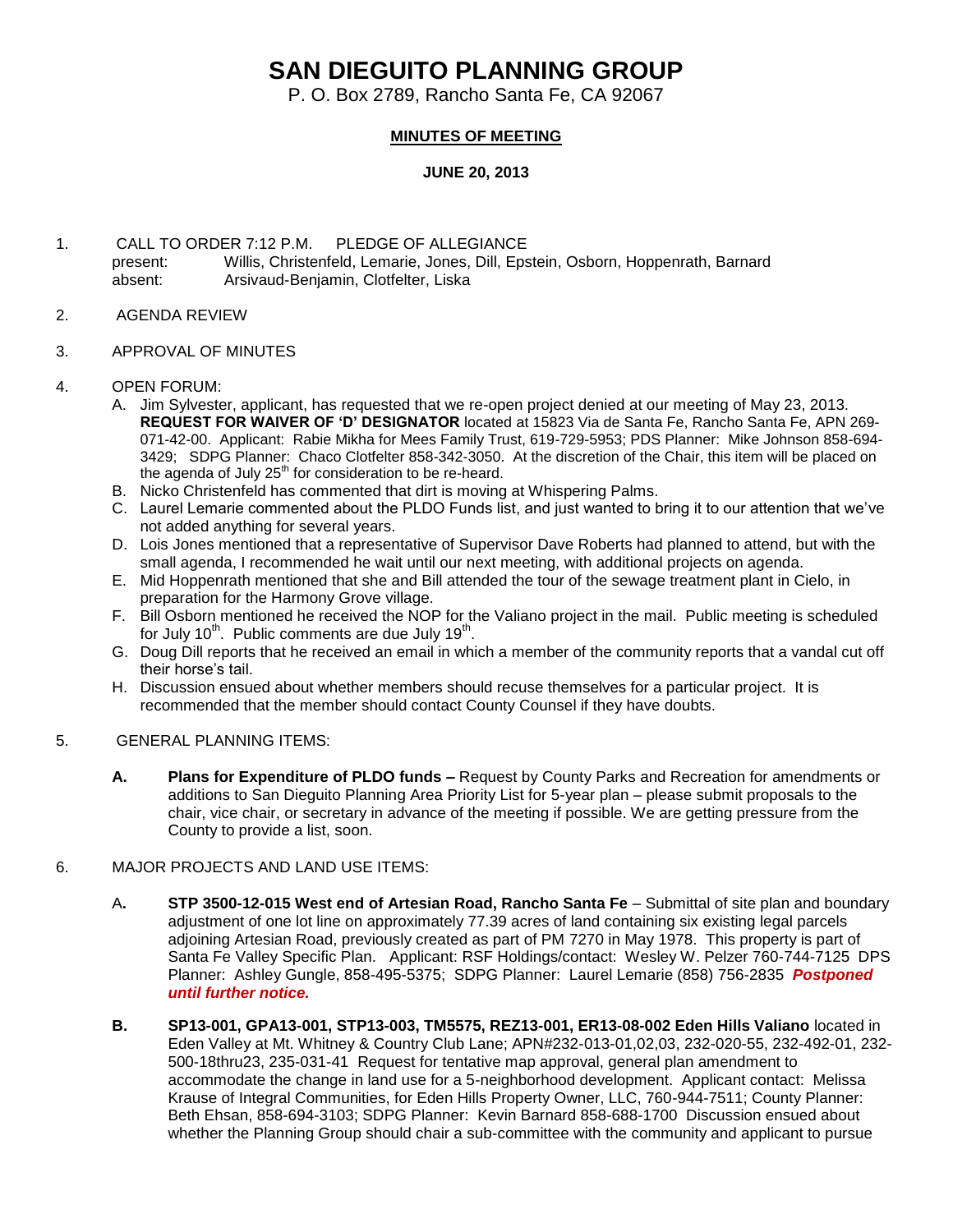# SAN DIEGUITO PLANNING GROUP

P. O. Box 2789, Rancho Santa Fe, CA 92067

**MINUTES OF MEETING**

**JUNE 20, 2013**

1. CALL TO ORDER 7:12 P.M. PLEDGE OF ALLEGIANCE
   present: Willis, Christenfeld, Lemarie, Jones, Dill, Epstein, Osborn, Hoppenrath, Barnard
   absent: Arsivaud-Benjamin, Clotfelter, Liska

2. AGENDA REVIEW

3. APPROVAL OF MINUTES

4. OPEN FORUM:
   A. Jim Sylvester, applicant, has requested that we re-open project denied at our meeting of May 23, 2013. **REQUEST FOR WAIVER OF 'D' DESIGNATOR** located at 15823 Via de Santa Fe, Rancho Santa Fe, APN 269-071-42-00. Applicant: Rabie Mikha for Mees Family Trust, 619-729-5953; PDS Planner: Mike Johnson 858-694-3429; SDPG Planner: Chaco Clotfelter 858-342-3050. At the discretion of the Chair, this item will be placed on the agenda of July 25th for consideration to be re-heard.
   B. Nicko Christenfeld has commented that dirt is moving at Whispering Palms.
   C. Laurel Lemarie commented about the PLDO Funds list, and just wanted to bring it to our attention that we've not added anything for several years.
   D. Lois Jones mentioned that a representative of Supervisor Dave Roberts had planned to attend, but with the small agenda, I recommended he wait until our next meeting, with additional projects on agenda.
   E. Mid Hoppenrath mentioned that she and Bill attended the tour of the sewage treatment plant in Cielo, in preparation for the Harmony Grove village.
   F. Bill Osborn mentioned he received the NOP for the Valiano project in the mail. Public meeting is scheduled for July 10th. Public comments are due July 19th.
   G. Doug Dill reports that he received an email in which a member of the community reports that a vandal cut off their horse's tail.
   H. Discussion ensued about whether members should recuse themselves for a particular project. It is recommended that the member should contact County Counsel if they have doubts.

5. GENERAL PLANNING ITEMS:

   **A. Plans for Expenditure of PLDO funds –** Request by County Parks and Recreation for amendments or additions to San Dieguito Planning Area Priority List for 5-year plan – please submit proposals to the chair, vice chair, or secretary in advance of the meeting if possible. We are getting pressure from the County to provide a list, soon.

6. MAJOR PROJECTS AND LAND USE ITEMS:

   A**. STP 3500-12-015 West end of Artesian Road, Rancho Santa Fe** – Submittal of site plan and boundary adjustment of one lot line on approximately 77.39 acres of land containing six existing legal parcels adjoining Artesian Road, previously created as part of PM 7270 in May 1978. This property is part of Santa Fe Valley Specific Plan. Applicant: RSF Holdings/contact: Wesley W. Pelzer 760-744-7125 DPS Planner: Ashley Gungle, 858-495-5375; SDPG Planner: Laurel Lemarie (858) 756-2835 ***Postponed until further notice.***

   **B. SP13-001, GPA13-001, STP13-003, TM5575, REZ13-001, ER13-08-002 Eden Hills Valiano** located in Eden Valley at Mt. Whitney & Country Club Lane; APN#232-013-01,02,03, 232-020-55, 232-492-01, 232-500-18thru23, 235-031-41 Request for tentative map approval, general plan amendment to accommodate the change in land use for a 5-neighborhood development. Applicant contact: Melissa Krause of Integral Communities, for Eden Hills Property Owner, LLC, 760-944-7511; County Planner: Beth Ehsan, 858-694-3103; SDPG Planner: Kevin Barnard 858-688-1700 Discussion ensued about whether the Planning Group should chair a sub-committee with the community and applicant to pursue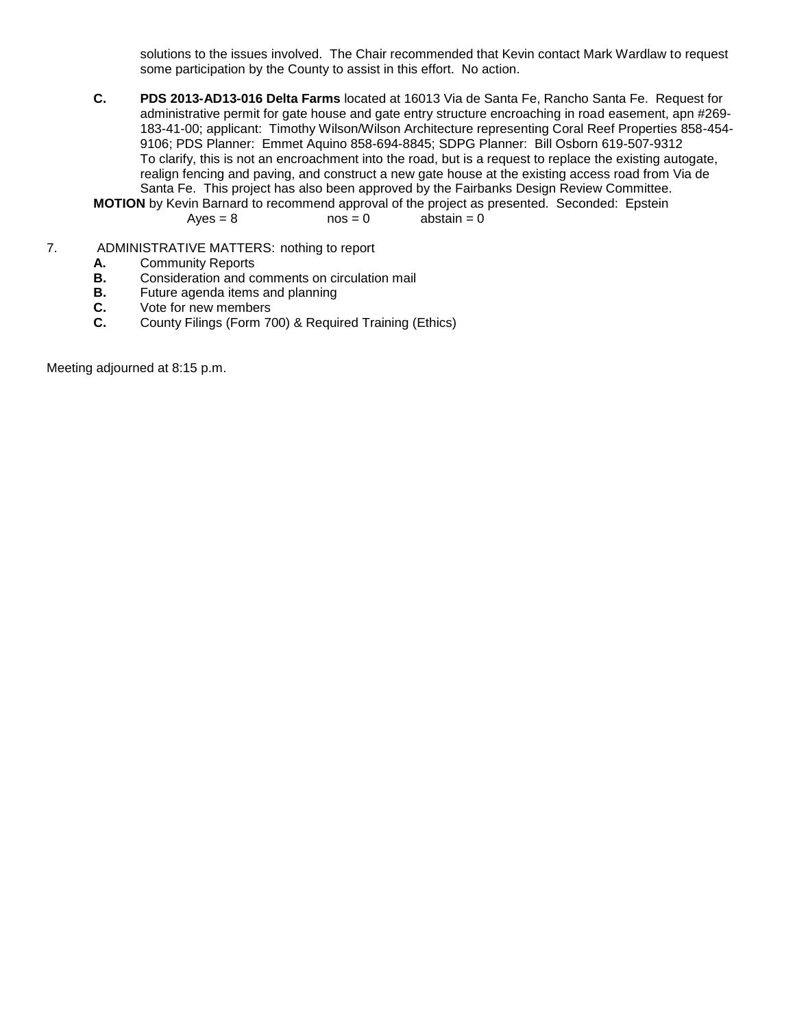solutions to the issues involved. The Chair recommended that Kevin contact Mark Wardlaw to request some participation by the County to assist in this effort. No action.

**C.** **PDS 2013-AD13-016 Delta Farms** located at 16013 Via de Santa Fe, Rancho Santa Fe. Request for administrative permit for gate house and gate entry structure encroaching in road easement, apn #269-183-41-00; applicant: Timothy Wilson/Wilson Architecture representing Coral Reef Properties 858-454-9106; PDS Planner: Emmet Aquino 858-694-8845; SDPG Planner: Bill Osborn 619-507-9312
To clarify, this is not an encroachment into the road, but is a request to replace the existing autogate, realign fencing and paving, and construct a new gate house at the existing access road from Via de Santa Fe. This project has also been approved by the Fairbanks Design Review Committee.

**MOTION** by Kevin Barnard to recommend approval of the project as presented. Seconded: Epstein
Ayes = 8 nos = 0 abstain = 0

7. ADMINISTRATIVE MATTERS: nothing to report
   - **A.** Community Reports
   - **B.** Consideration and comments on circulation mail
   - **B.** Future agenda items and planning
   - **C.** Vote for new members
   - **C.** County Filings (Form 700) & Required Training (Ethics)

Meeting adjourned at 8:15 p.m.